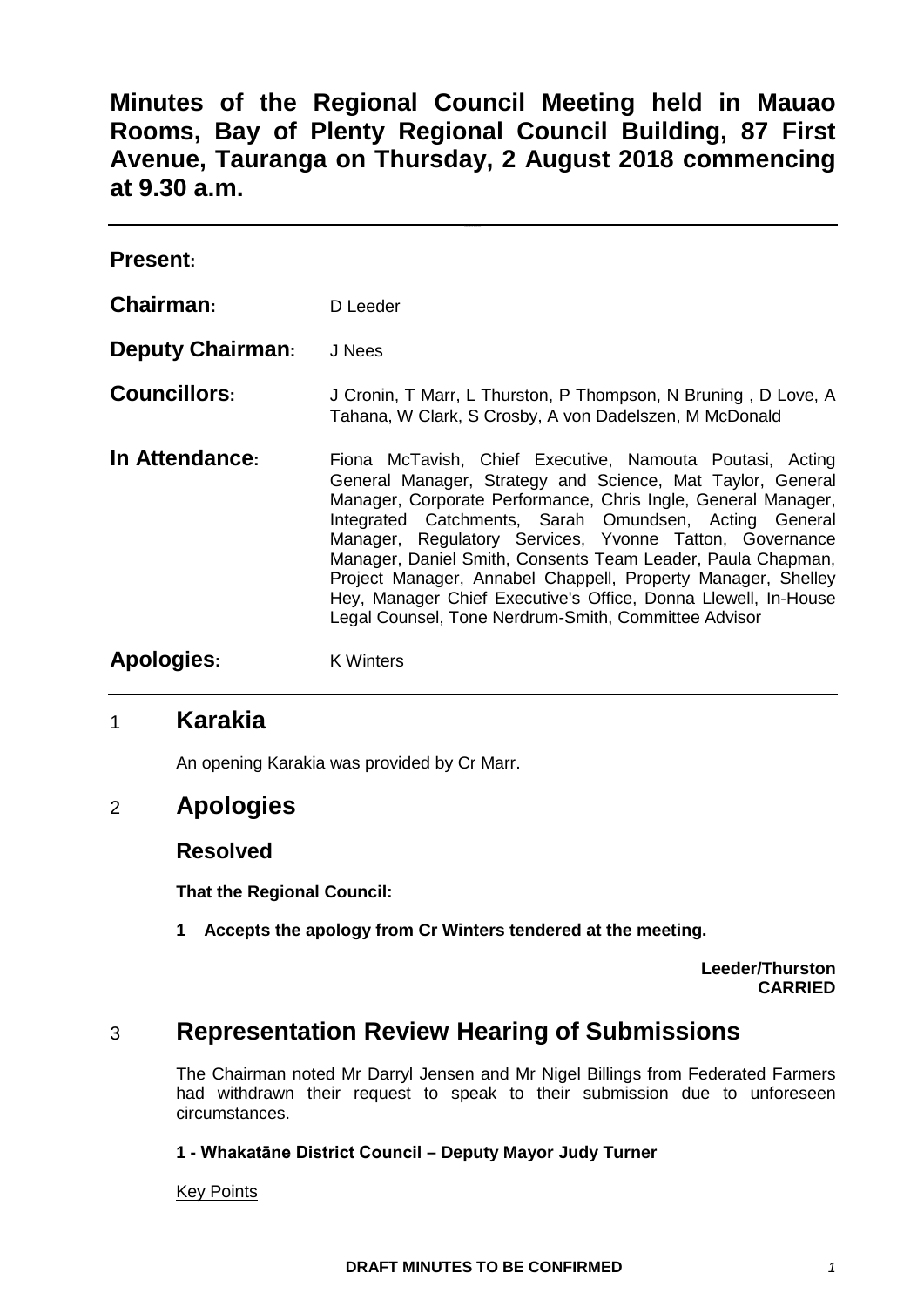# Minutes of the Regional Council Meeting held in Mauao Rooms, Bay of Plenty Regional Council Building, 87 First Avenue, Tauranga on Thursday, 2 August 2018 commencing at 9.30 a.m.

---

**Present:**

| | |
|---|---|
| **Chairman:** | D Leeder |
| **Deputy Chairman:** | J Nees |
| **Councillors:** | J Cronin, T Marr, L Thurston, P Thompson, N Bruning , D Love, A Tahana, W Clark, S Crosby, A von Dadelszen, M McDonald |
| **In Attendance:** | Fiona McTavish, Chief Executive, Namouta Poutasi, Acting General Manager, Strategy and Science, Mat Taylor, General Manager, Corporate Performance, Chris Ingle, General Manager, Integrated Catchments, Sarah Omundsen, Acting General Manager, Regulatory Services, Yvonne Tatton, Governance Manager, Daniel Smith, Consents Team Leader, Paula Chapman, Project Manager, Annabel Chappell, Property Manager, Shelley Hey, Manager Chief Executive's Office, Donna Llewell, In-House Legal Counsel, Tone Nerdrum-Smith, Committee Advisor |
| **Apologies:** | K Winters |

---

## 1 Karakia

An opening Karakia was provided by Cr Marr.

## 2 Apologies

### Resolved

**That the Regional Council:**

**1 Accepts the apology from Cr Winters tendered at the meeting.**

**Leeder/Thurston**
**CARRIED**

## 3 Representation Review Hearing of Submissions

The Chairman noted Mr Darryl Jensen and Mr Nigel Billings from Federated Farmers had withdrawn their request to speak to their submission due to unforeseen circumstances.

**1 - Whakatāne District Council – Deputy Mayor Judy Turner**

Key Points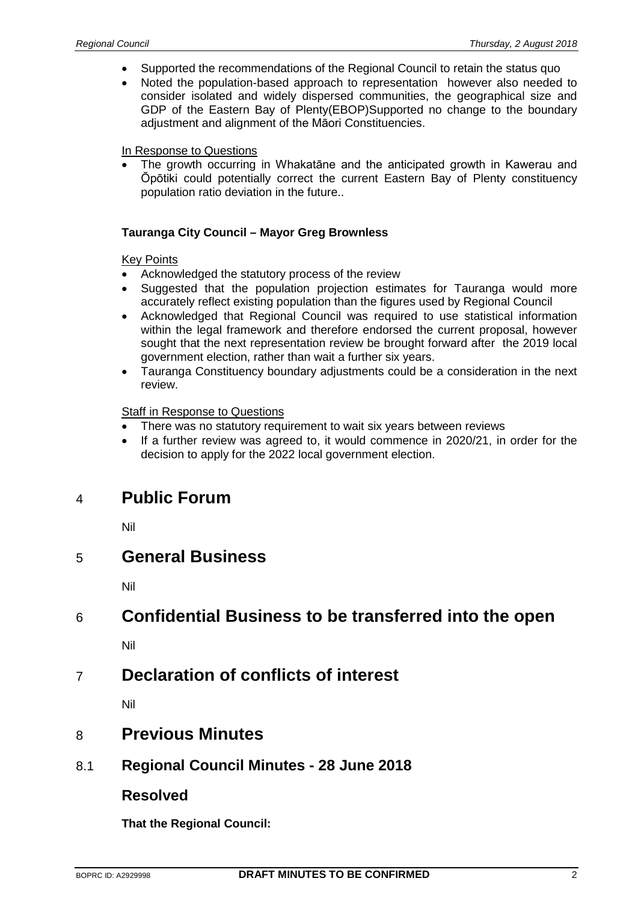- Supported the recommendations of the Regional Council to retain the status quo
- Noted the population-based approach to representation however also needed to consider isolated and widely dispersed communities, the geographical size and GDP of the Eastern Bay of Plenty(EBOP)Supported no change to the boundary adjustment and alignment of the Māori Constituencies.

In Response to Questions

- The growth occurring in Whakatāne and the anticipated growth in Kawerau and Ōpōtiki could potentially correct the current Eastern Bay of Plenty constituency population ratio deviation in the future..

**Tauranga City Council – Mayor Greg Brownless**

Key Points

- Acknowledged the statutory process of the review
- Suggested that the population projection estimates for Tauranga would more accurately reflect existing population than the figures used by Regional Council
- Acknowledged that Regional Council was required to use statistical information within the legal framework and therefore endorsed the current proposal, however sought that the next representation review be brought forward after the 2019 local government election, rather than wait a further six years.
- Tauranga Constituency boundary adjustments could be a consideration in the next review.

Staff in Response to Questions

- There was no statutory requirement to wait six years between reviews
- If a further review was agreed to, it would commence in 2020/21, in order for the decision to apply for the 2022 local government election.

# 4 Public Forum

Nil

# 5 General Business

Nil

# 6 Confidential Business to be transferred into the open

Nil

# 7 Declaration of conflicts of interest

Nil

# 8 Previous Minutes

## 8.1 Regional Council Minutes - 28 June 2018

## Resolved

**That the Regional Council:**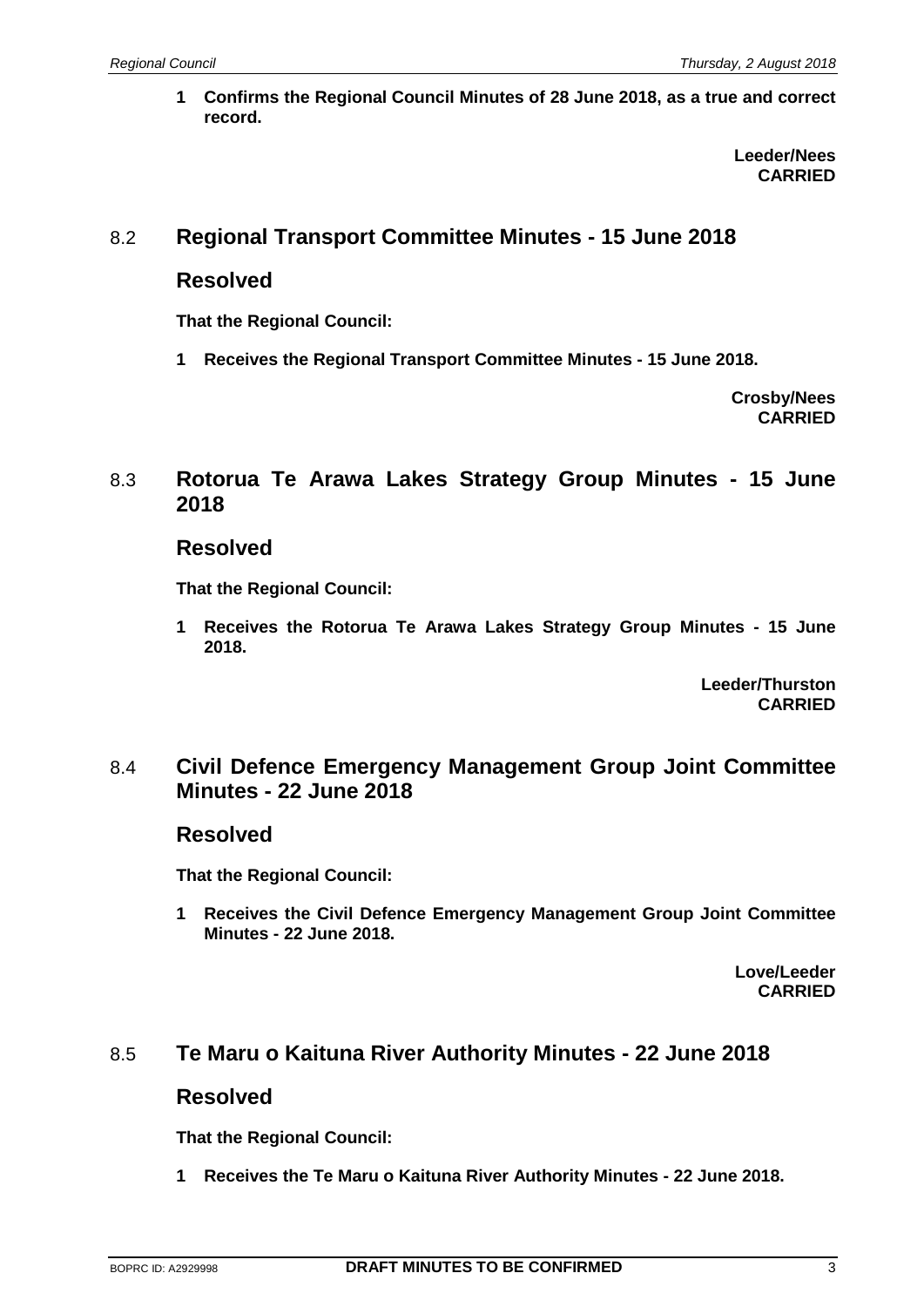**1 Confirms the Regional Council Minutes of 28 June 2018, as a true and correct record.**

**Leeder/Nees**
**CARRIED**

## 8.2 Regional Transport Committee Minutes - 15 June 2018

### Resolved

**That the Regional Council:**

**1 Receives the Regional Transport Committee Minutes - 15 June 2018.**

**Crosby/Nees**
**CARRIED**

## 8.3 Rotorua Te Arawa Lakes Strategy Group Minutes - 15 June 2018

### Resolved

**That the Regional Council:**

**1 Receives the Rotorua Te Arawa Lakes Strategy Group Minutes - 15 June 2018.**

**Leeder/Thurston**
**CARRIED**

## 8.4 Civil Defence Emergency Management Group Joint Committee Minutes - 22 June 2018

### Resolved

**That the Regional Council:**

**1 Receives the Civil Defence Emergency Management Group Joint Committee Minutes - 22 June 2018.**

**Love/Leeder**
**CARRIED**

## 8.5 Te Maru o Kaituna River Authority Minutes - 22 June 2018

### Resolved

**That the Regional Council:**

**1 Receives the Te Maru o Kaituna River Authority Minutes - 22 June 2018.**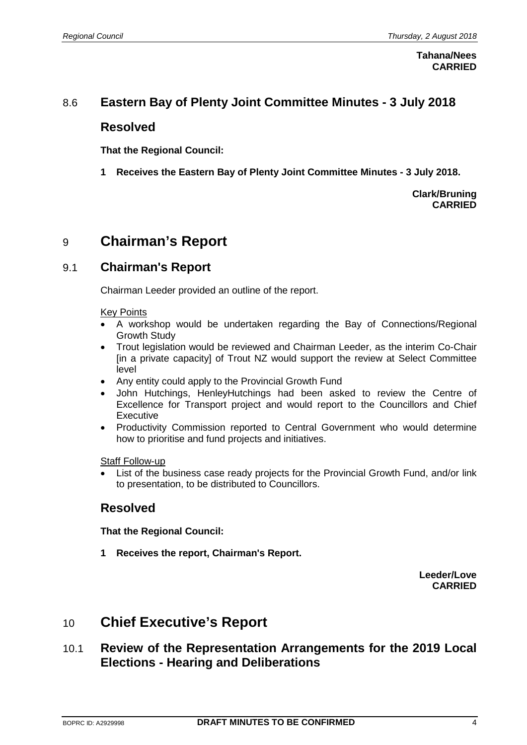**Tahana/Nees**
**CARRIED**

## 8.6 Eastern Bay of Plenty Joint Committee Minutes - 3 July 2018

### Resolved

**That the Regional Council:**

**1 Receives the Eastern Bay of Plenty Joint Committee Minutes - 3 July 2018.**

**Clark/Bruning**
**CARRIED**

# 9 Chairman's Report

## 9.1 Chairman's Report

Chairman Leeder provided an outline of the report.

Key Points

- A workshop would be undertaken regarding the Bay of Connections/Regional Growth Study
- Trout legislation would be reviewed and Chairman Leeder, as the interim Co-Chair [in a private capacity] of Trout NZ would support the review at Select Committee level
- Any entity could apply to the Provincial Growth Fund
- John Hutchings, HenleyHutchings had been asked to review the Centre of Excellence for Transport project and would report to the Councillors and Chief Executive
- Productivity Commission reported to Central Government who would determine how to prioritise and fund projects and initiatives.

Staff Follow-up

- List of the business case ready projects for the Provincial Growth Fund, and/or link to presentation, to be distributed to Councillors.

### Resolved

**That the Regional Council:**

**1 Receives the report, Chairman's Report.**

**Leeder/Love**
**CARRIED**

# 10 Chief Executive's Report

## 10.1 Review of the Representation Arrangements for the 2019 Local Elections - Hearing and Deliberations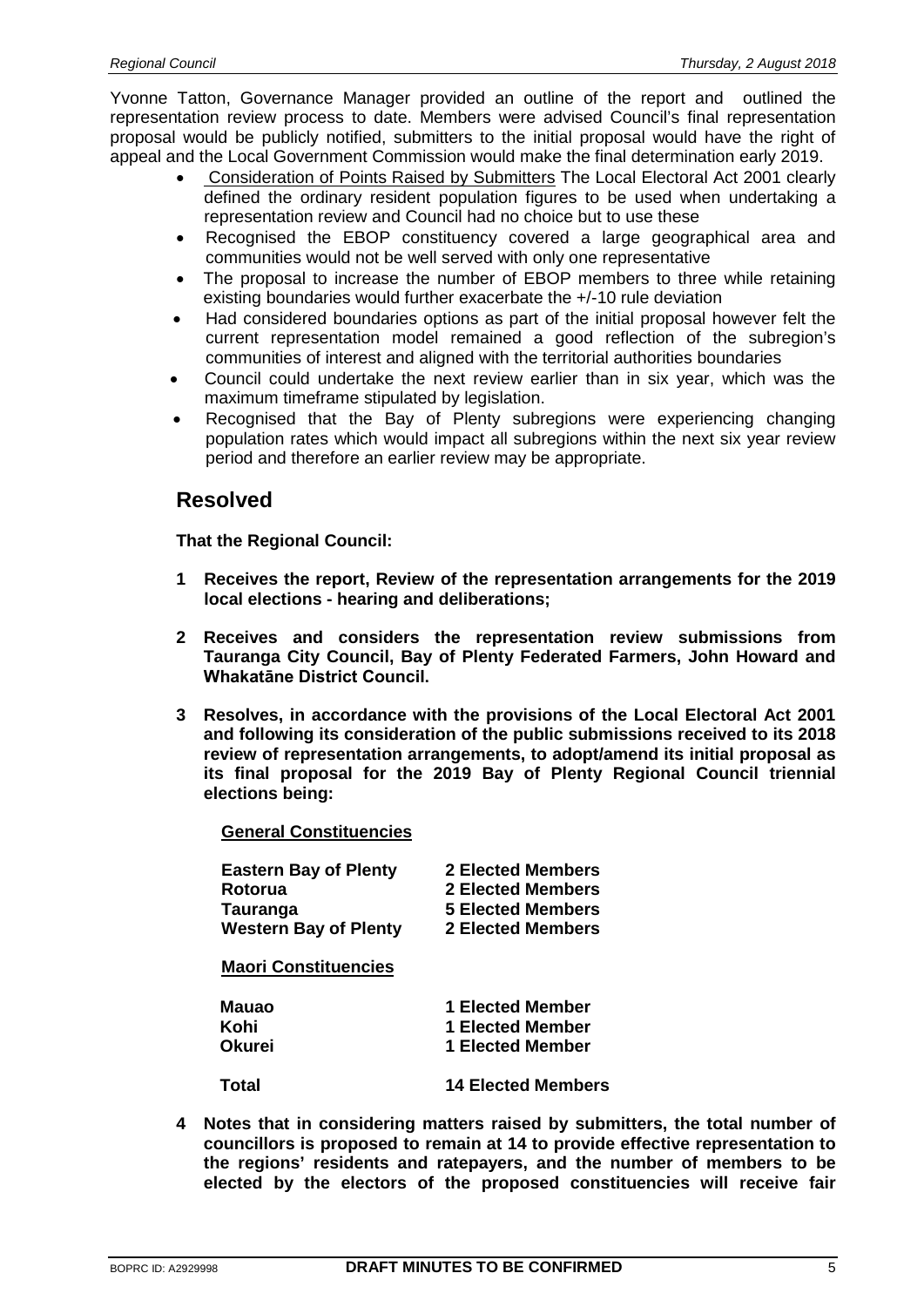Yvonne Tatton, Governance Manager provided an outline of the report and outlined the representation review process to date. Members were advised Council's final representation proposal would be publicly notified, submitters to the initial proposal would have the right of appeal and the Local Government Commission would make the final determination early 2019.

- Consideration of Points Raised by Submitters The Local Electoral Act 2001 clearly defined the ordinary resident population figures to be used when undertaking a representation review and Council had no choice but to use these
- Recognised the EBOP constituency covered a large geographical area and communities would not be well served with only one representative
- The proposal to increase the number of EBOP members to three while retaining existing boundaries would further exacerbate the +/-10 rule deviation
- Had considered boundaries options as part of the initial proposal however felt the current representation model remained a good reflection of the subregion's communities of interest and aligned with the territorial authorities boundaries
- Council could undertake the next review earlier than in six year, which was the maximum timeframe stipulated by legislation.
- Recognised that the Bay of Plenty subregions were experiencing changing population rates which would impact all subregions within the next six year review period and therefore an earlier review may be appropriate.

## Resolved

**That the Regional Council:**

**1 Receives the report, Review of the representation arrangements for the 2019 local elections - hearing and deliberations;**

**2 Receives and considers the representation review submissions from Tauranga City Council, Bay of Plenty Federated Farmers, John Howard and Whakatāne District Council.**

**3 Resolves, in accordance with the provisions of the Local Electoral Act 2001 and following its consideration of the public submissions received to its 2018 review of representation arrangements, to adopt/amend its initial proposal as its final proposal for the 2019 Bay of Plenty Regional Council triennial elections being:**

**General Constituencies**

| | |
|---|---|
| **Eastern Bay of Plenty** | **2 Elected Members** |
| **Rotorua** | **2 Elected Members** |
| **Tauranga** | **5 Elected Members** |
| **Western Bay of Plenty** | **2 Elected Members** |

**Maori Constituencies**

| | |
|---|---|
| **Mauao** | **1 Elected Member** |
| **Kohi** | **1 Elected Member** |
| **Okurei** | **1 Elected Member** |
| **Total** | **14 Elected Members** |

**4 Notes that in considering matters raised by submitters, the total number of councillors is proposed to remain at 14 to provide effective representation to the regions' residents and ratepayers, and the number of members to be elected by the electors of the proposed constituencies will receive fair**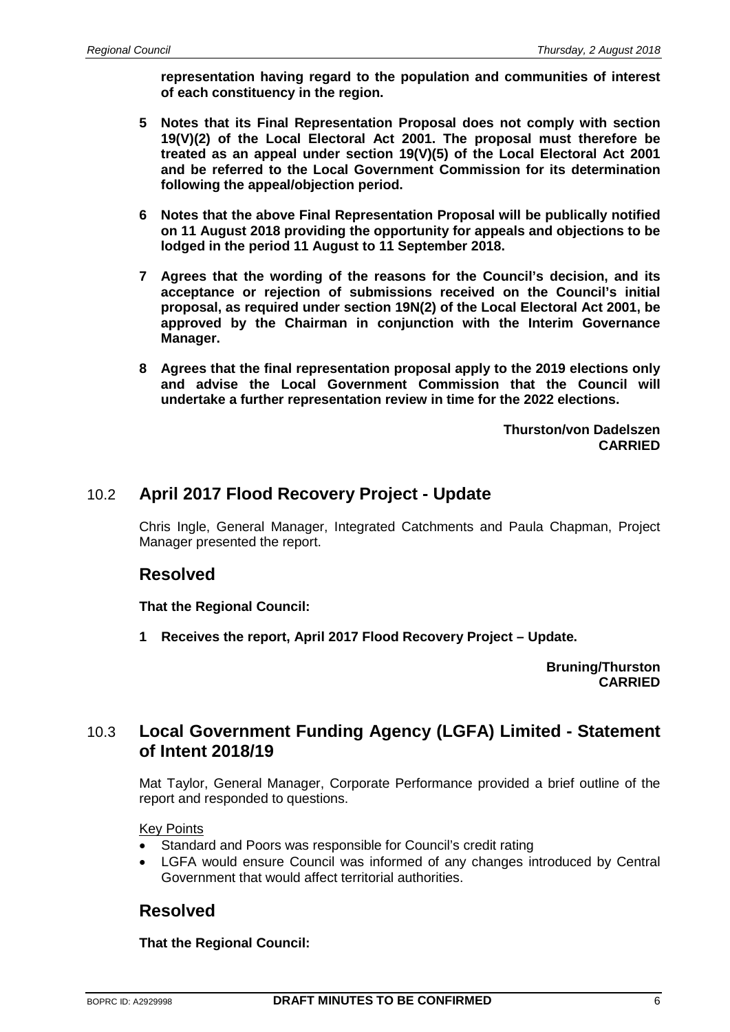**representation having regard to the population and communities of interest of each constituency in the region.**

**5 Notes that its Final Representation Proposal does not comply with section 19(V)(2) of the Local Electoral Act 2001. The proposal must therefore be treated as an appeal under section 19(V)(5) of the Local Electoral Act 2001 and be referred to the Local Government Commission for its determination following the appeal/objection period.**

**6 Notes that the above Final Representation Proposal will be publically notified on 11 August 2018 providing the opportunity for appeals and objections to be lodged in the period 11 August to 11 September 2018.**

**7 Agrees that the wording of the reasons for the Council's decision, and its acceptance or rejection of submissions received on the Council's initial proposal, as required under section 19N(2) of the Local Electoral Act 2001, be approved by the Chairman in conjunction with the Interim Governance Manager.**

**8 Agrees that the final representation proposal apply to the 2019 elections only and advise the Local Government Commission that the Council will undertake a further representation review in time for the 2022 elections.**

**Thurston/von Dadelszen**
**CARRIED**

## 10.2 April 2017 Flood Recovery Project - Update

Chris Ingle, General Manager, Integrated Catchments and Paula Chapman, Project Manager presented the report.

### Resolved

**That the Regional Council:**

**1 Receives the report, April 2017 Flood Recovery Project – Update.**

**Bruning/Thurston**
**CARRIED**

## 10.3 Local Government Funding Agency (LGFA) Limited - Statement of Intent 2018/19

Mat Taylor, General Manager, Corporate Performance provided a brief outline of the report and responded to questions.

Key Points

- Standard and Poors was responsible for Council's credit rating
- LGFA would ensure Council was informed of any changes introduced by Central Government that would affect territorial authorities.

### Resolved

**That the Regional Council:**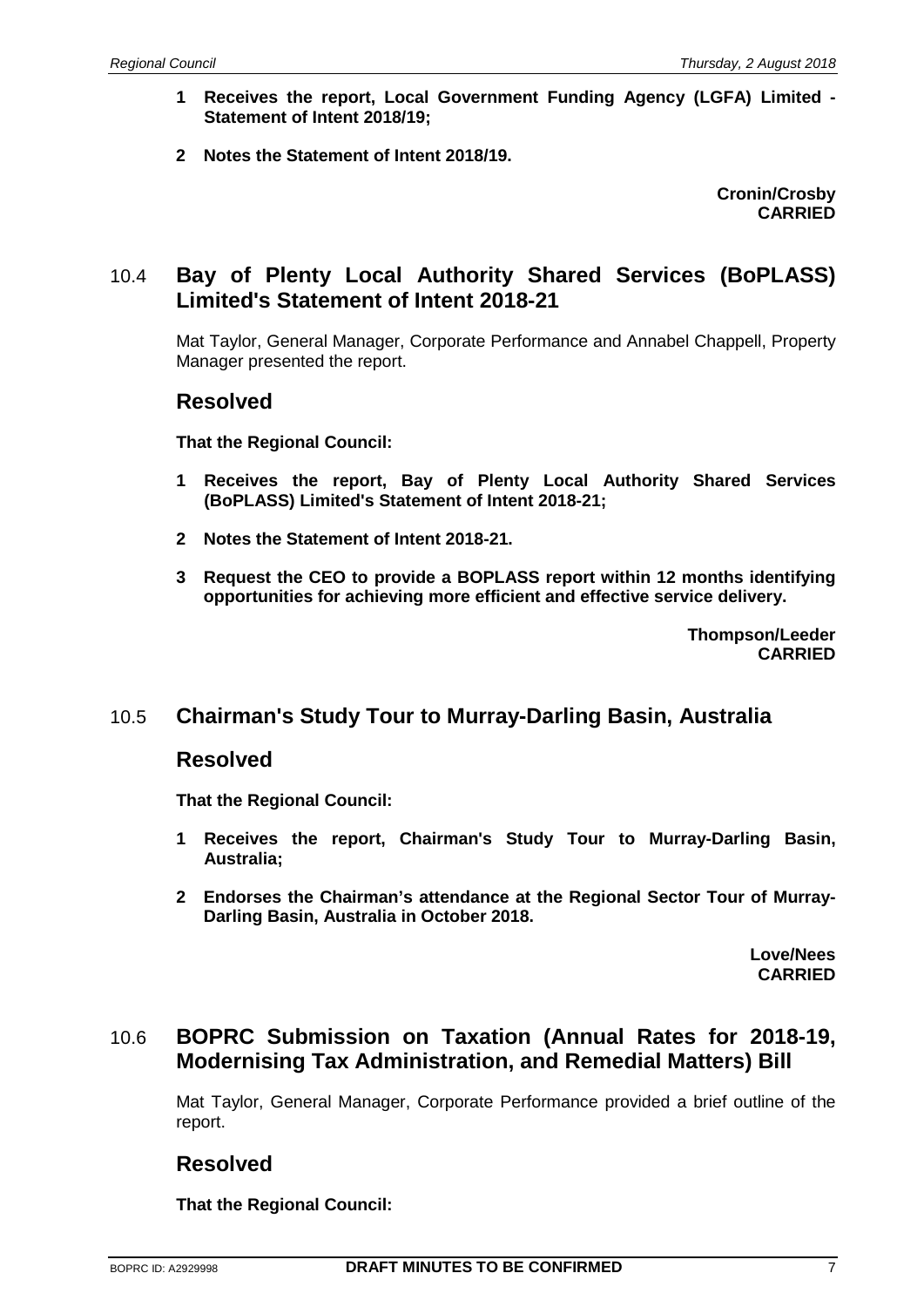**1 Receives the report, Local Government Funding Agency (LGFA) Limited - Statement of Intent 2018/19;**

**2 Notes the Statement of Intent 2018/19.**

**Cronin/Crosby**
**CARRIED**

## 10.4 Bay of Plenty Local Authority Shared Services (BoPLASS) Limited's Statement of Intent 2018-21

Mat Taylor, General Manager, Corporate Performance and Annabel Chappell, Property Manager presented the report.

### Resolved

**That the Regional Council:**

**1 Receives the report, Bay of Plenty Local Authority Shared Services (BoPLASS) Limited's Statement of Intent 2018-21;**

**2 Notes the Statement of Intent 2018-21.**

**3 Request the CEO to provide a BOPLASS report within 12 months identifying opportunities for achieving more efficient and effective service delivery.**

**Thompson/Leeder**
**CARRIED**

## 10.5 Chairman's Study Tour to Murray-Darling Basin, Australia

### Resolved

**That the Regional Council:**

**1 Receives the report, Chairman's Study Tour to Murray-Darling Basin, Australia;**

**2 Endorses the Chairman's attendance at the Regional Sector Tour of Murray-Darling Basin, Australia in October 2018.**

**Love/Nees**
**CARRIED**

## 10.6 BOPRC Submission on Taxation (Annual Rates for 2018-19, Modernising Tax Administration, and Remedial Matters) Bill

Mat Taylor, General Manager, Corporate Performance provided a brief outline of the report.

### Resolved

**That the Regional Council:**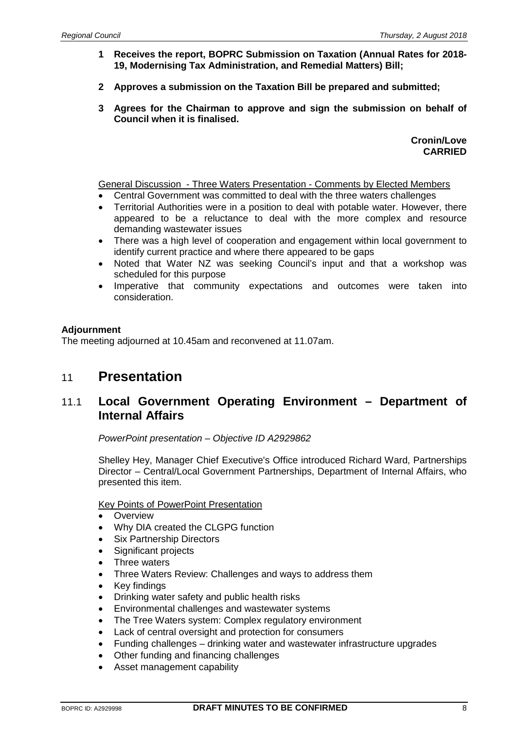**1 Receives the report, BOPRC Submission on Taxation (Annual Rates for 2018-19, Modernising Tax Administration, and Remedial Matters) Bill;**

**2 Approves a submission on the Taxation Bill be prepared and submitted;**

**3 Agrees for the Chairman to approve and sign the submission on behalf of Council when it is finalised.**

**Cronin/Love**
**CARRIED**

General Discussion - Three Waters Presentation - Comments by Elected Members

- Central Government was committed to deal with the three waters challenges
- Territorial Authorities were in a position to deal with potable water. However, there appeared to be a reluctance to deal with the more complex and resource demanding wastewater issues
- There was a high level of cooperation and engagement within local government to identify current practice and where there appeared to be gaps
- Noted that Water NZ was seeking Council's input and that a workshop was scheduled for this purpose
- Imperative that community expectations and outcomes were taken into consideration.

**Adjournment**

The meeting adjourned at 10.45am and reconvened at 11.07am.

# 11 Presentation

## 11.1 Local Government Operating Environment – Department of Internal Affairs

*PowerPoint presentation – Objective ID A2929862*

Shelley Hey, Manager Chief Executive's Office introduced Richard Ward, Partnerships Director – Central/Local Government Partnerships, Department of Internal Affairs, who presented this item.

Key Points of PowerPoint Presentation

- Overview
- Why DIA created the CLGPG function
- Six Partnership Directors
- Significant projects
- Three waters
- Three Waters Review: Challenges and ways to address them
- Key findings
- Drinking water safety and public health risks
- Environmental challenges and wastewater systems
- The Tree Waters system: Complex regulatory environment
- Lack of central oversight and protection for consumers
- Funding challenges – drinking water and wastewater infrastructure upgrades
- Other funding and financing challenges
- Asset management capability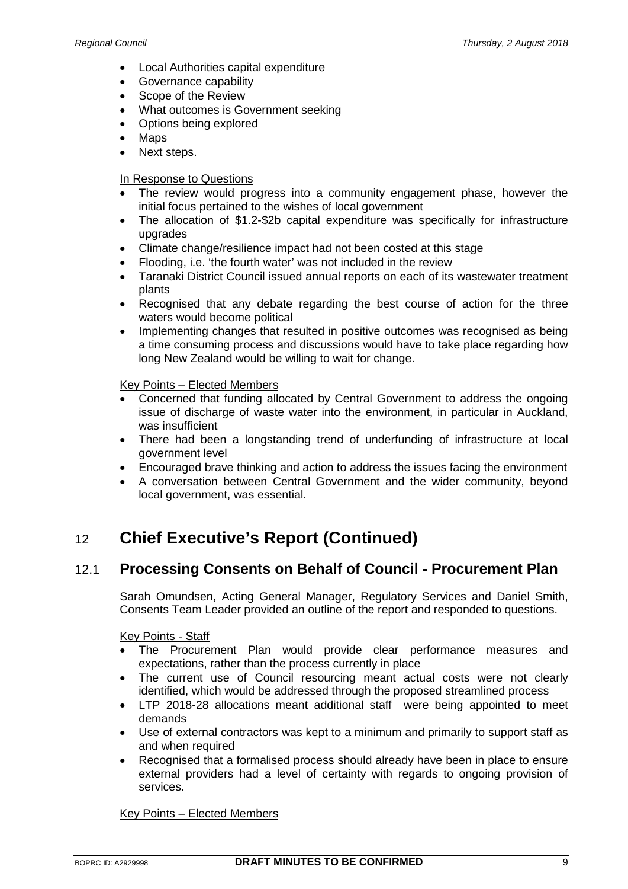- Local Authorities capital expenditure
- Governance capability
- Scope of the Review
- What outcomes is Government seeking
- Options being explored
- Maps
- Next steps.

In Response to Questions

- The review would progress into a community engagement phase, however the initial focus pertained to the wishes of local government
- The allocation of $1.2-$2b capital expenditure was specifically for infrastructure upgrades
- Climate change/resilience impact had not been costed at this stage
- Flooding, i.e. 'the fourth water' was not included in the review
- Taranaki District Council issued annual reports on each of its wastewater treatment plants
- Recognised that any debate regarding the best course of action for the three waters would become political
- Implementing changes that resulted in positive outcomes was recognised as being a time consuming process and discussions would have to take place regarding how long New Zealand would be willing to wait for change.

Key Points – Elected Members

- Concerned that funding allocated by Central Government to address the ongoing issue of discharge of waste water into the environment, in particular in Auckland, was insufficient
- There had been a longstanding trend of underfunding of infrastructure at local government level
- Encouraged brave thinking and action to address the issues facing the environment
- A conversation between Central Government and the wider community, beyond local government, was essential.

# 12 Chief Executive's Report (Continued)

## 12.1 Processing Consents on Behalf of Council - Procurement Plan

Sarah Omundsen, Acting General Manager, Regulatory Services and Daniel Smith, Consents Team Leader provided an outline of the report and responded to questions.

Key Points - Staff

- The Procurement Plan would provide clear performance measures and expectations, rather than the process currently in place
- The current use of Council resourcing meant actual costs were not clearly identified, which would be addressed through the proposed streamlined process
- LTP 2018-28 allocations meant additional staff were being appointed to meet demands
- Use of external contractors was kept to a minimum and primarily to support staff as and when required
- Recognised that a formalised process should already have been in place to ensure external providers had a level of certainty with regards to ongoing provision of services.

Key Points – Elected Members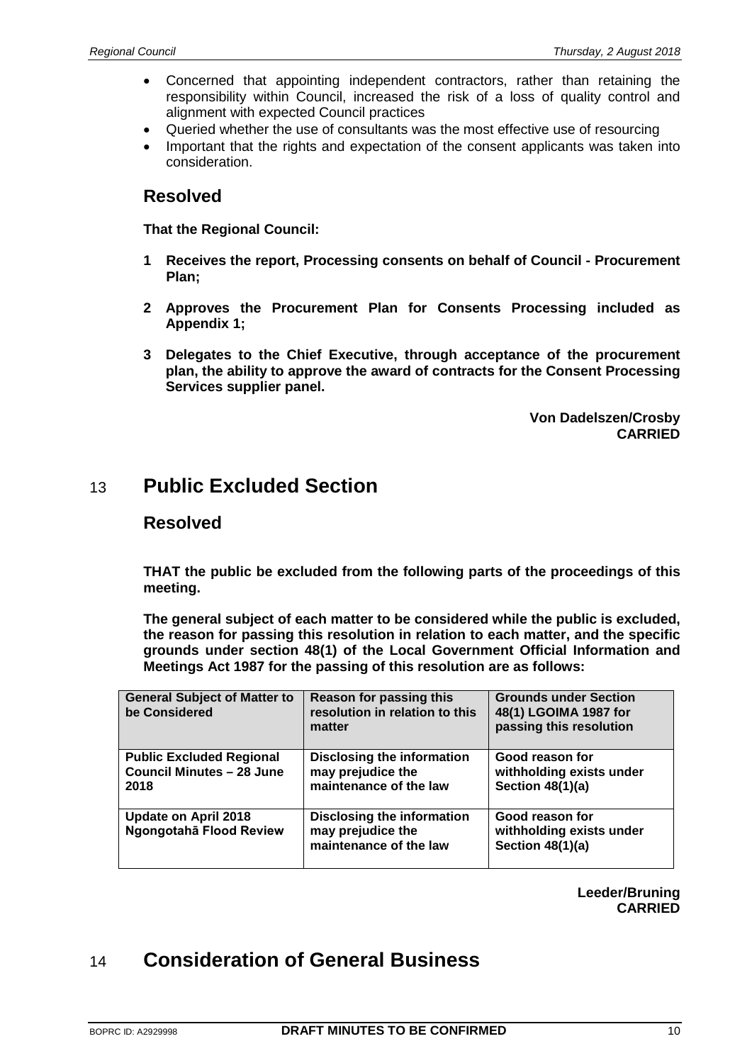- Concerned that appointing independent contractors, rather than retaining the responsibility within Council, increased the risk of a loss of quality control and alignment with expected Council practices
- Queried whether the use of consultants was the most effective use of resourcing
- Important that the rights and expectation of the consent applicants was taken into consideration.

## Resolved

**That the Regional Council:**

**1 Receives the report, Processing consents on behalf of Council - Procurement Plan;**

**2 Approves the Procurement Plan for Consents Processing included as Appendix 1;**

**3 Delegates to the Chief Executive, through acceptance of the procurement plan, the ability to approve the award of contracts for the Consent Processing Services supplier panel.**

**Von Dadelszen/Crosby**
**CARRIED**

# 13 Public Excluded Section

## Resolved

**THAT the public be excluded from the following parts of the proceedings of this meeting.**

**The general subject of each matter to be considered while the public is excluded, the reason for passing this resolution in relation to each matter, and the specific grounds under section 48(1) of the Local Government Official Information and Meetings Act 1987 for the passing of this resolution are as follows:**

| General Subject of Matter to be Considered | Reason for passing this resolution in relation to this matter | Grounds under Section 48(1) LGOIMA 1987 for passing this resolution |
|---|---|---|
| **Public Excluded Regional Council Minutes – 28 June 2018** | **Disclosing the information may prejudice the maintenance of the law** | **Good reason for withholding exists under Section 48(1)(a)** |
| **Update on April 2018 Ngongotahā Flood Review** | **Disclosing the information may prejudice the maintenance of the law** | **Good reason for withholding exists under Section 48(1)(a)** |

**Leeder/Bruning**
**CARRIED**

# 14 Consideration of General Business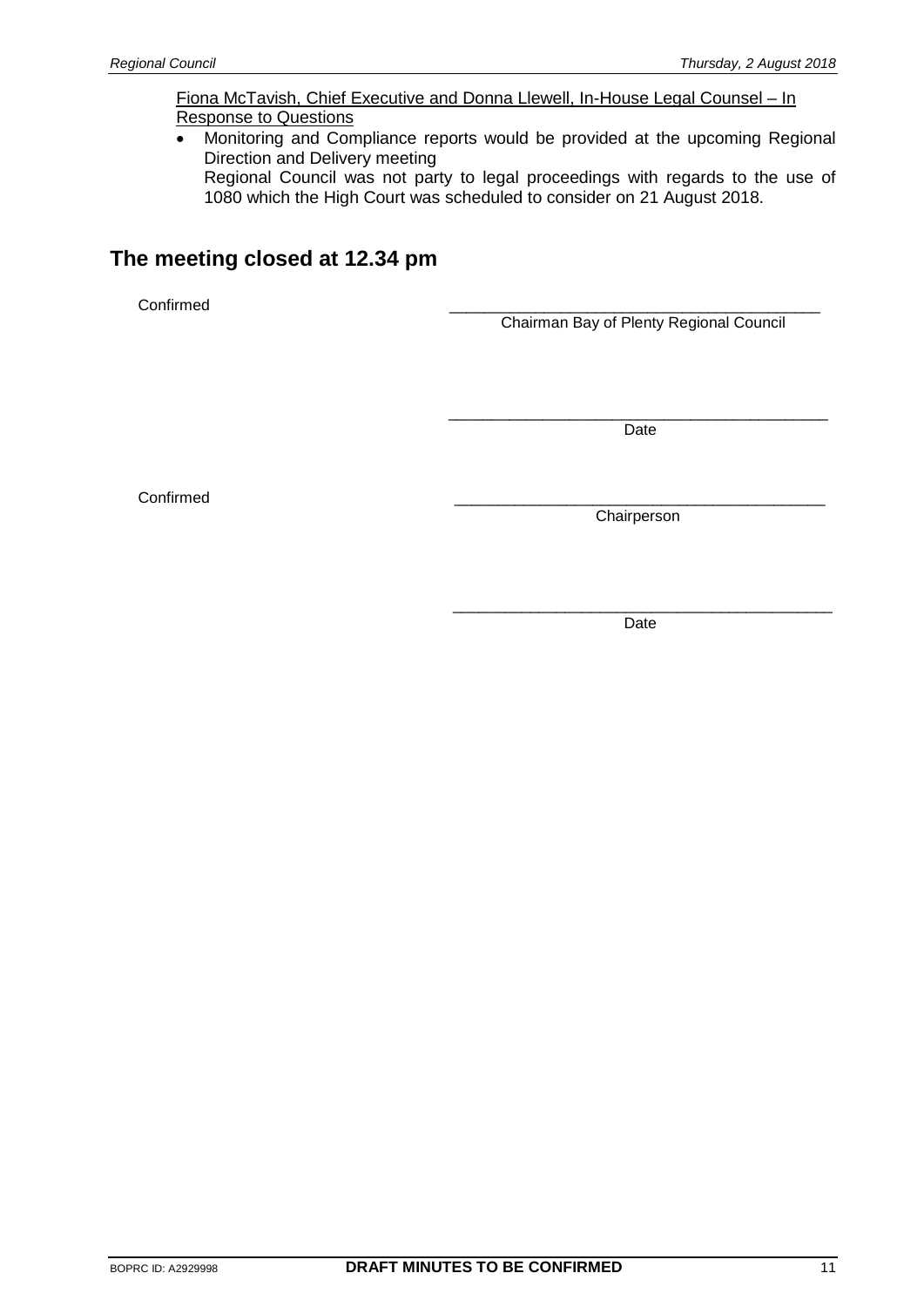Fiona McTavish, Chief Executive and Donna Llewell, In-House Legal Counsel – In Response to Questions

- Monitoring and Compliance reports would be provided at the upcoming Regional Direction and Delivery meeting
  Regional Council was not party to legal proceedings with regards to the use of 1080 which the High Court was scheduled to consider on 21 August 2018.

## The meeting closed at 12.34 pm

Confirmed _____________________________________________
Chairman Bay of Plenty Regional Council

_____________________________________________
Date

Confirmed _____________________________________________
Chairperson

_____________________________________________
Date